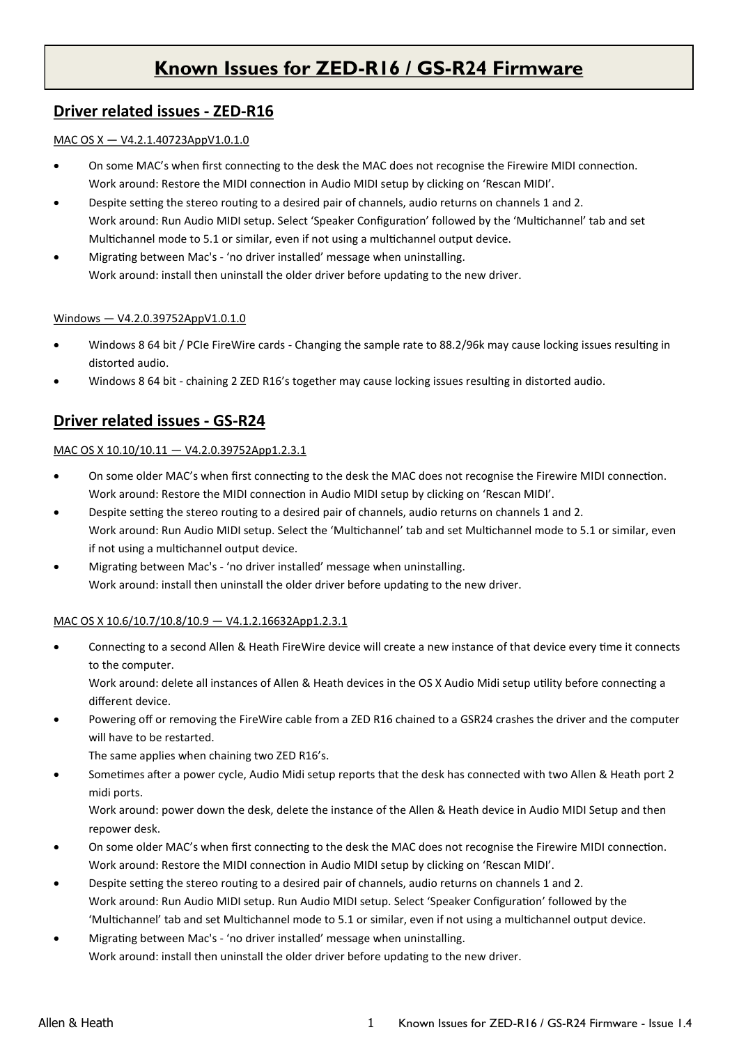# Known Issues for ZED-R16 / GS-R24 Firmware

## Driver related issues - ZED-R16

MAC OS X — V4.2.1.40723AppV1.0.1.0

- On some MAC's when first connecting to the desk the MAC does not recognise the Firewire MIDI connection.
  Work around: Restore the MIDI connection in Audio MIDI setup by clicking on 'Rescan MIDI'.
- Despite setting the stereo routing to a desired pair of channels, audio returns on channels 1 and 2.
  Work around: Run Audio MIDI setup. Select 'Speaker Configuration' followed by the 'Multichannel' tab and set Multichannel mode to 5.1 or similar, even if not using a multichannel output device.
- Migrating between Mac's - 'no driver installed' message when uninstalling.
  Work around: install then uninstall the older driver before updating to the new driver.

Windows — V4.2.0.39752AppV1.0.1.0

- Windows 8 64 bit / PCIe FireWire cards - Changing the sample rate to 88.2/96k may cause locking issues resulting in distorted audio.
- Windows 8 64 bit - chaining 2 ZED R16's together may cause locking issues resulting in distorted audio.

## Driver related issues - GS-R24

MAC OS X 10.10/10.11 — V4.2.0.39752App1.2.3.1

- On some older MAC's when first connecting to the desk the MAC does not recognise the Firewire MIDI connection.
  Work around: Restore the MIDI connection in Audio MIDI setup by clicking on 'Rescan MIDI'.
- Despite setting the stereo routing to a desired pair of channels, audio returns on channels 1 and 2.
  Work around: Run Audio MIDI setup. Select the 'Multichannel' tab and set Multichannel mode to 5.1 or similar, even if not using a multichannel output device.
- Migrating between Mac's - 'no driver installed' message when uninstalling.
  Work around: install then uninstall the older driver before updating to the new driver.

MAC OS X 10.6/10.7/10.8/10.9 — V4.1.2.16632App1.2.3.1

- Connecting to a second Allen & Heath FireWire device will create a new instance of that device every time it connects to the computer.
  Work around: delete all instances of Allen & Heath devices in the OS X Audio Midi setup utility before connecting a different device.
- Powering off or removing the FireWire cable from a ZED R16 chained to a GSR24 crashes the driver and the computer will have to be restarted.
  The same applies when chaining two ZED R16's.
- Sometimes after a power cycle, Audio Midi setup reports that the desk has connected with two Allen & Heath port 2 midi ports.
  Work around: power down the desk, delete the instance of the Allen & Heath device in Audio MIDI Setup and then repower desk.
- On some older MAC's when first connecting to the desk the MAC does not recognise the Firewire MIDI connection.
  Work around: Restore the MIDI connection in Audio MIDI setup by clicking on 'Rescan MIDI'.
- Despite setting the stereo routing to a desired pair of channels, audio returns on channels 1 and 2.
  Work around: Run Audio MIDI setup. Run Audio MIDI setup. Select 'Speaker Configuration' followed by the 'Multichannel' tab and set Multichannel mode to 5.1 or similar, even if not using a multichannel output device.
- Migrating between Mac's - 'no driver installed' message when uninstalling.
  Work around: install then uninstall the older driver before updating to the new driver.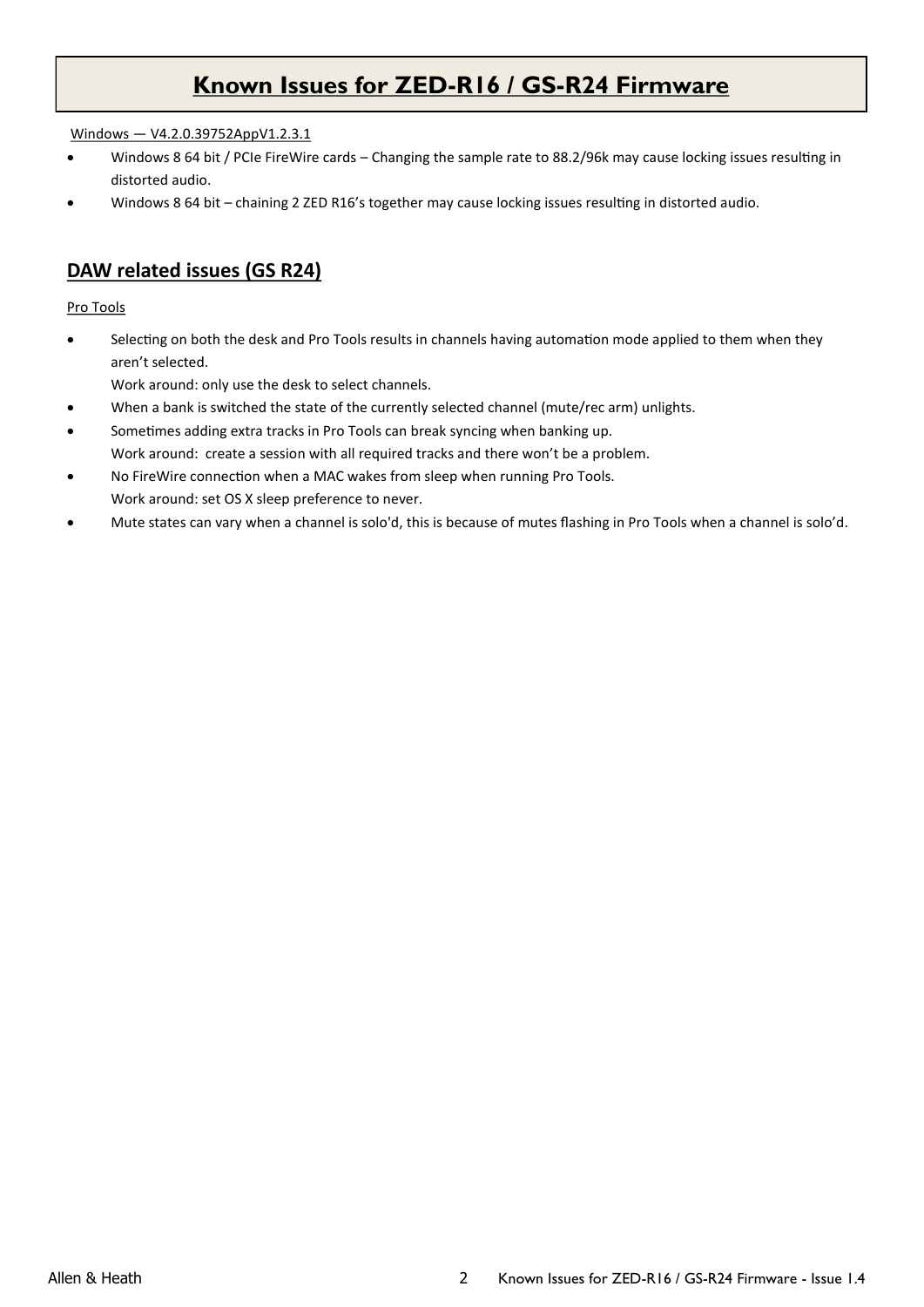# Known Issues for ZED-R16 / GS-R24 Firmware

Windows — V4.2.0.39752AppV1.2.3.1

- Windows 8 64 bit / PCIe FireWire cards – Changing the sample rate to 88.2/96k may cause locking issues resulting in distorted audio.
- Windows 8 64 bit – chaining 2 ZED R16's together may cause locking issues resulting in distorted audio.

## DAW related issues (GS R24)

Pro Tools

- Selecting on both the desk and Pro Tools results in channels having automation mode applied to them when they aren't selected.
  Work around: only use the desk to select channels.
- When a bank is switched the state of the currently selected channel (mute/rec arm) unlights.
- Sometimes adding extra tracks in Pro Tools can break syncing when banking up.
  Work around: create a session with all required tracks and there won't be a problem.
- No FireWire connection when a MAC wakes from sleep when running Pro Tools.
  Work around: set OS X sleep preference to never.
- Mute states can vary when a channel is solo'd, this is because of mutes flashing in Pro Tools when a channel is solo'd.